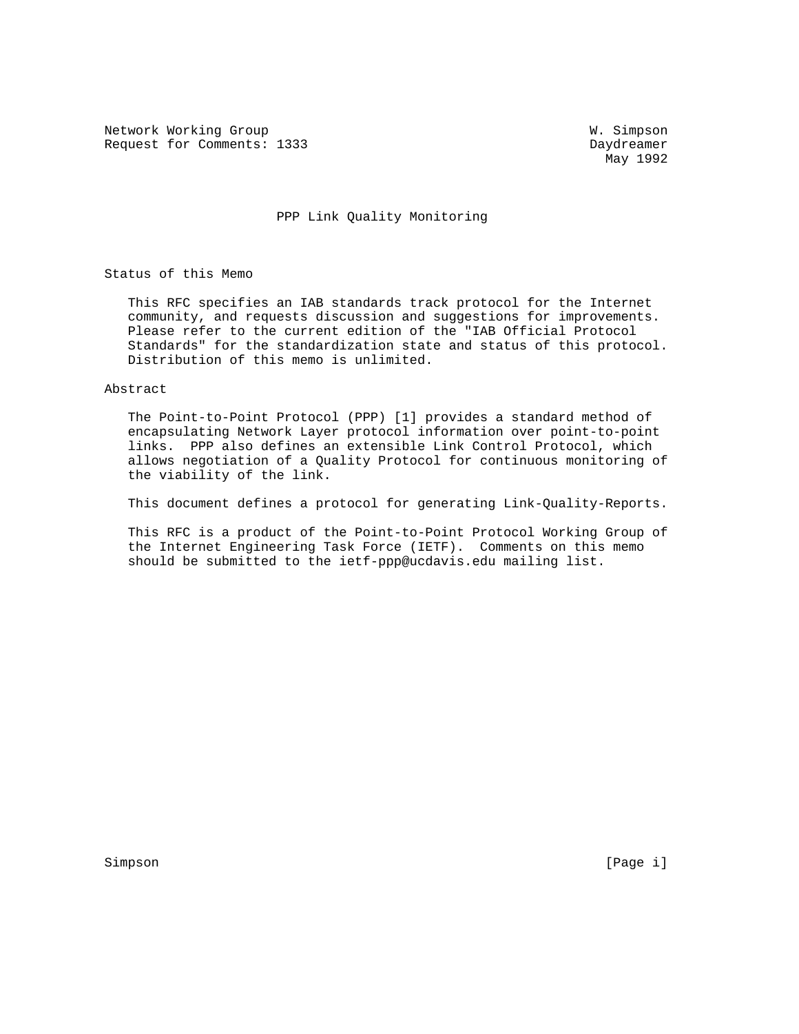Network Working Group                                         W. Simpson
Request for Comments: 1333                                    Daydreamer
                                                                May 1992

# PPP Link Quality Monitoring

## Status of this Memo

This RFC specifies an IAB standards track protocol for the Internet community, and requests discussion and suggestions for improvements. Please refer to the current edition of the "IAB Official Protocol Standards" for the standardization state and status of this protocol. Distribution of this memo is unlimited.

## Abstract

The Point-to-Point Protocol (PPP) [1] provides a standard method of encapsulating Network Layer protocol information over point-to-point links. PPP also defines an extensible Link Control Protocol, which allows negotiation of a Quality Protocol for continuous monitoring of the viability of the link.

This document defines a protocol for generating Link-Quality-Reports.

This RFC is a product of the Point-to-Point Protocol Working Group of the Internet Engineering Task Force (IETF). Comments on this memo should be submitted to the ietf-ppp@ucdavis.edu mailing list.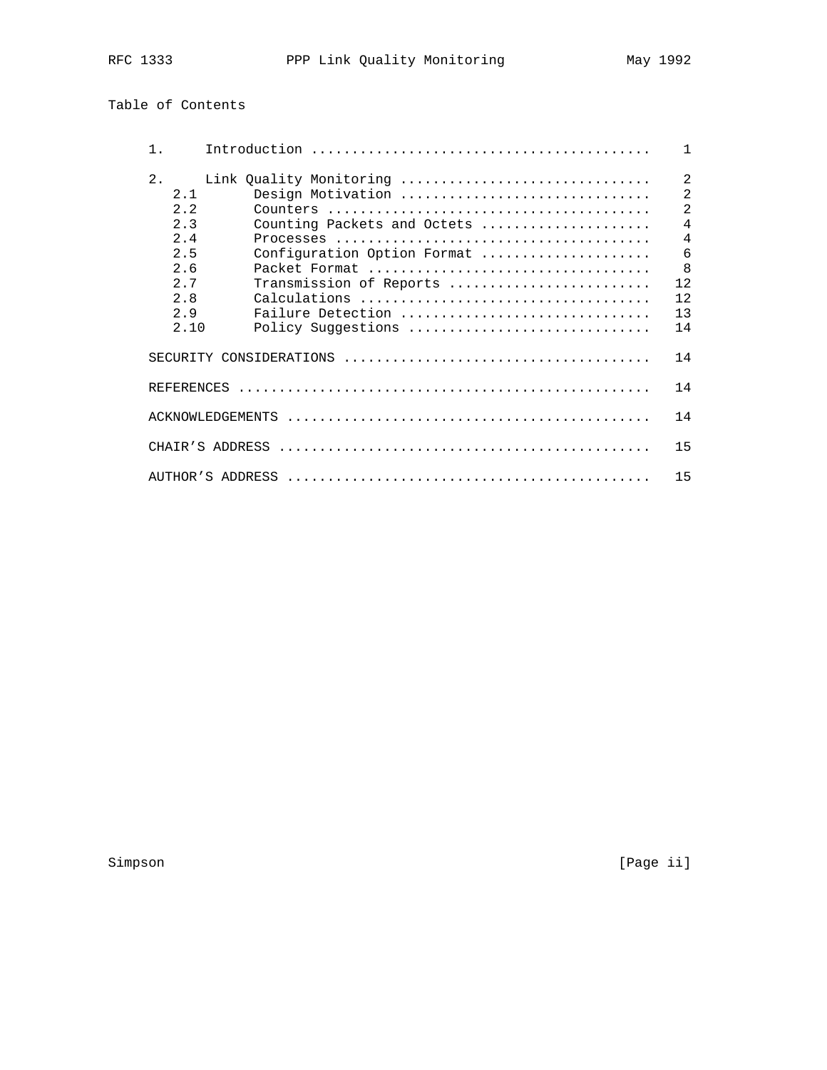## Table of Contents

| | | |
|---|---|---|
| 1. | Introduction | 1 |
| 2. | Link Quality Monitoring | 2 |
| 2.1 | Design Motivation | 2 |
| 2.2 | Counters | 2 |
| 2.3 | Counting Packets and Octets | 4 |
| 2.4 | Processes | 4 |
| 2.5 | Configuration Option Format | 6 |
| 2.6 | Packet Format | 8 |
| 2.7 | Transmission of Reports | 12 |
| 2.8 | Calculations | 12 |
| 2.9 | Failure Detection | 13 |
| 2.10 | Policy Suggestions | 14 |
| | SECURITY CONSIDERATIONS | 14 |
| | REFERENCES | 14 |
| | ACKNOWLEDGEMENTS | 14 |
| | CHAIR'S ADDRESS | 15 |
| | AUTHOR'S ADDRESS | 15 |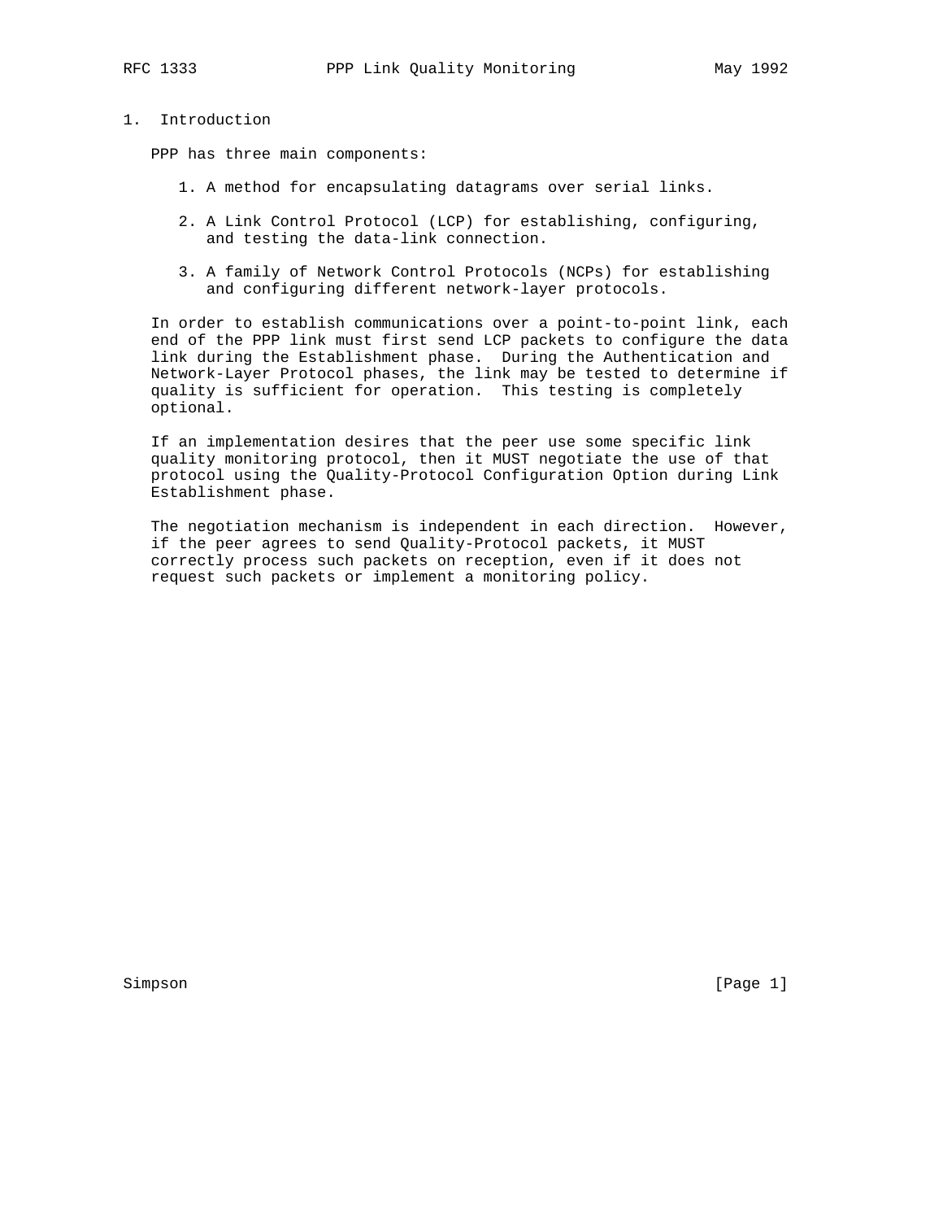# 1. Introduction

PPP has three main components:

1. A method for encapsulating datagrams over serial links.

2. A Link Control Protocol (LCP) for establishing, configuring, and testing the data-link connection.

3. A family of Network Control Protocols (NCPs) for establishing and configuring different network-layer protocols.

In order to establish communications over a point-to-point link, each end of the PPP link must first send LCP packets to configure the data link during the Establishment phase. During the Authentication and Network-Layer Protocol phases, the link may be tested to determine if quality is sufficient for operation. This testing is completely optional.

If an implementation desires that the peer use some specific link quality monitoring protocol, then it MUST negotiate the use of that protocol using the Quality-Protocol Configuration Option during Link Establishment phase.

The negotiation mechanism is independent in each direction. However, if the peer agrees to send Quality-Protocol packets, it MUST correctly process such packets on reception, even if it does not request such packets or implement a monitoring policy.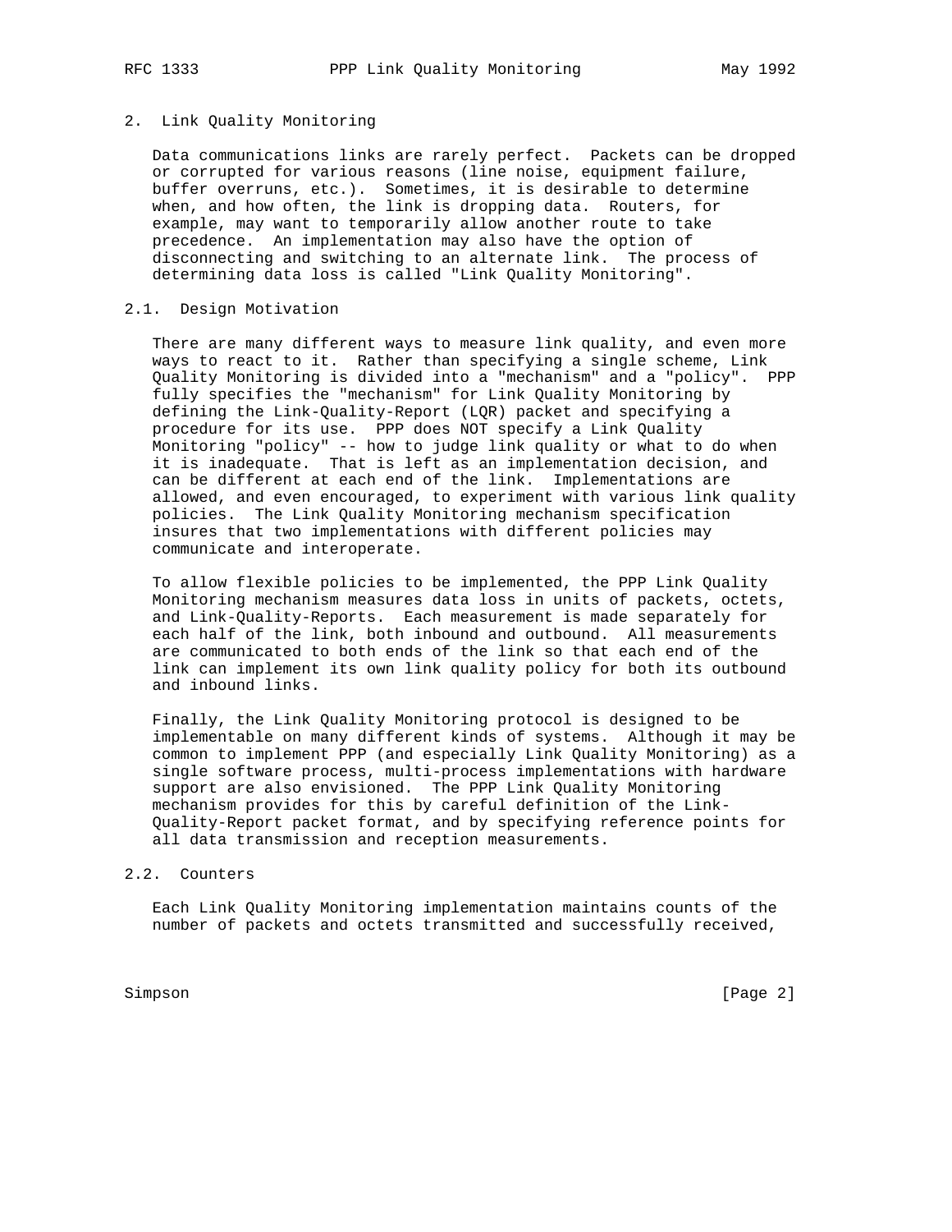## 2. Link Quality Monitoring

Data communications links are rarely perfect. Packets can be dropped or corrupted for various reasons (line noise, equipment failure, buffer overruns, etc.). Sometimes, it is desirable to determine when, and how often, the link is dropping data. Routers, for example, may want to temporarily allow another route to take precedence. An implementation may also have the option of disconnecting and switching to an alternate link. The process of determining data loss is called "Link Quality Monitoring".

### 2.1. Design Motivation

There are many different ways to measure link quality, and even more ways to react to it. Rather than specifying a single scheme, Link Quality Monitoring is divided into a "mechanism" and a "policy". PPP fully specifies the "mechanism" for Link Quality Monitoring by defining the Link-Quality-Report (LQR) packet and specifying a procedure for its use. PPP does NOT specify a Link Quality Monitoring "policy" -- how to judge link quality or what to do when it is inadequate. That is left as an implementation decision, and can be different at each end of the link. Implementations are allowed, and even encouraged, to experiment with various link quality policies. The Link Quality Monitoring mechanism specification insures that two implementations with different policies may communicate and interoperate.

To allow flexible policies to be implemented, the PPP Link Quality Monitoring mechanism measures data loss in units of packets, octets, and Link-Quality-Reports. Each measurement is made separately for each half of the link, both inbound and outbound. All measurements are communicated to both ends of the link so that each end of the link can implement its own link quality policy for both its outbound and inbound links.

Finally, the Link Quality Monitoring protocol is designed to be implementable on many different kinds of systems. Although it may be common to implement PPP (and especially Link Quality Monitoring) as a single software process, multi-process implementations with hardware support are also envisioned. The PPP Link Quality Monitoring mechanism provides for this by careful definition of the Link-Quality-Report packet format, and by specifying reference points for all data transmission and reception measurements.

### 2.2. Counters

Each Link Quality Monitoring implementation maintains counts of the number of packets and octets transmitted and successfully received,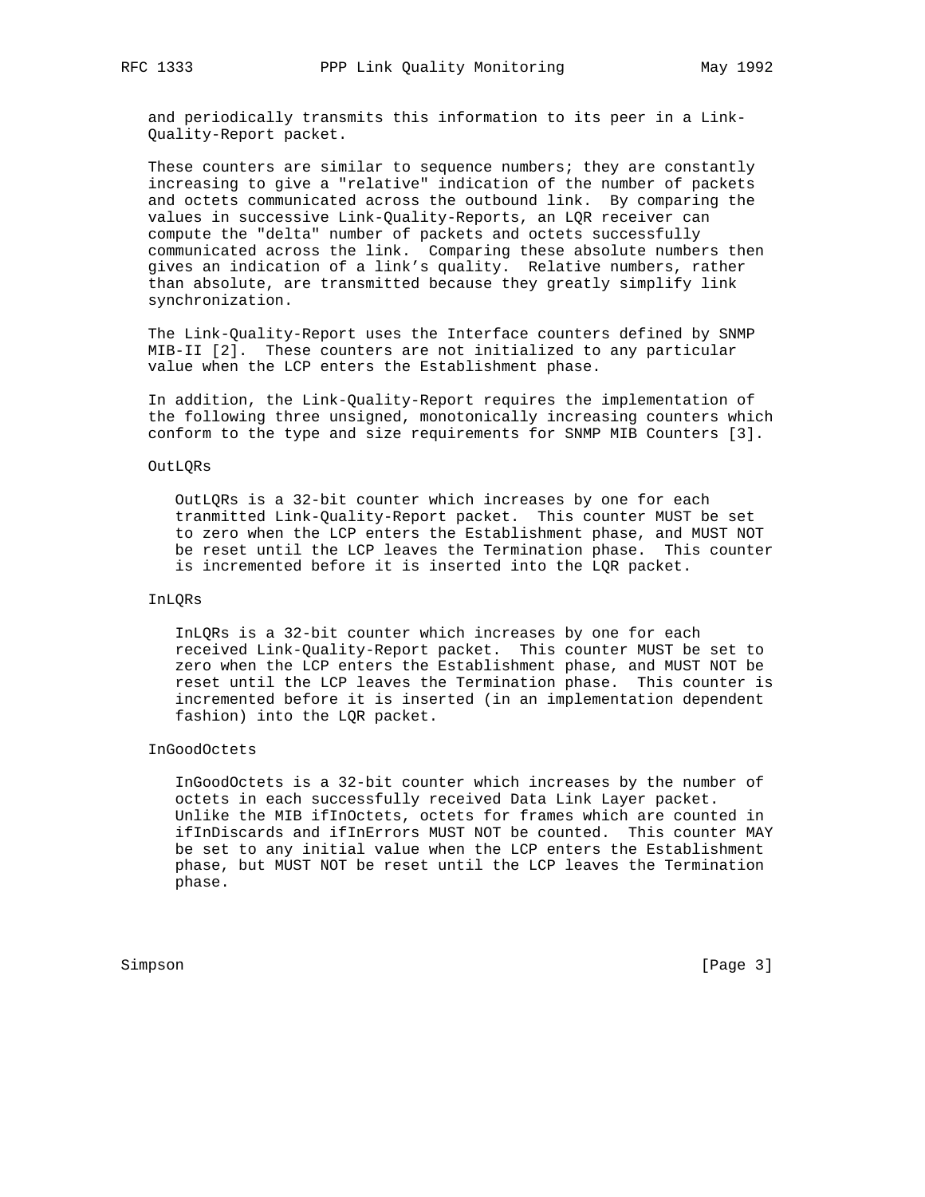and periodically transmits this information to its peer in a Link-Quality-Report packet.

These counters are similar to sequence numbers; they are constantly increasing to give a "relative" indication of the number of packets and octets communicated across the outbound link. By comparing the values in successive Link-Quality-Reports, an LQR receiver can compute the "delta" number of packets and octets successfully communicated across the link. Comparing these absolute numbers then gives an indication of a link's quality. Relative numbers, rather than absolute, are transmitted because they greatly simplify link synchronization.

The Link-Quality-Report uses the Interface counters defined by SNMP MIB-II [2]. These counters are not initialized to any particular value when the LCP enters the Establishment phase.

In addition, the Link-Quality-Report requires the implementation of the following three unsigned, monotonically increasing counters which conform to the type and size requirements for SNMP MIB Counters [3].

OutLQRs

OutLQRs is a 32-bit counter which increases by one for each tranmitted Link-Quality-Report packet. This counter MUST be set to zero when the LCP enters the Establishment phase, and MUST NOT be reset until the LCP leaves the Termination phase. This counter is incremented before it is inserted into the LQR packet.

InLQRs

InLQRs is a 32-bit counter which increases by one for each received Link-Quality-Report packet. This counter MUST be set to zero when the LCP enters the Establishment phase, and MUST NOT be reset until the LCP leaves the Termination phase. This counter is incremented before it is inserted (in an implementation dependent fashion) into the LQR packet.

InGoodOctets

InGoodOctets is a 32-bit counter which increases by the number of octets in each successfully received Data Link Layer packet. Unlike the MIB ifInOctets, octets for frames which are counted in ifInDiscards and ifInErrors MUST NOT be counted. This counter MAY be set to any initial value when the LCP enters the Establishment phase, but MUST NOT be reset until the LCP leaves the Termination phase.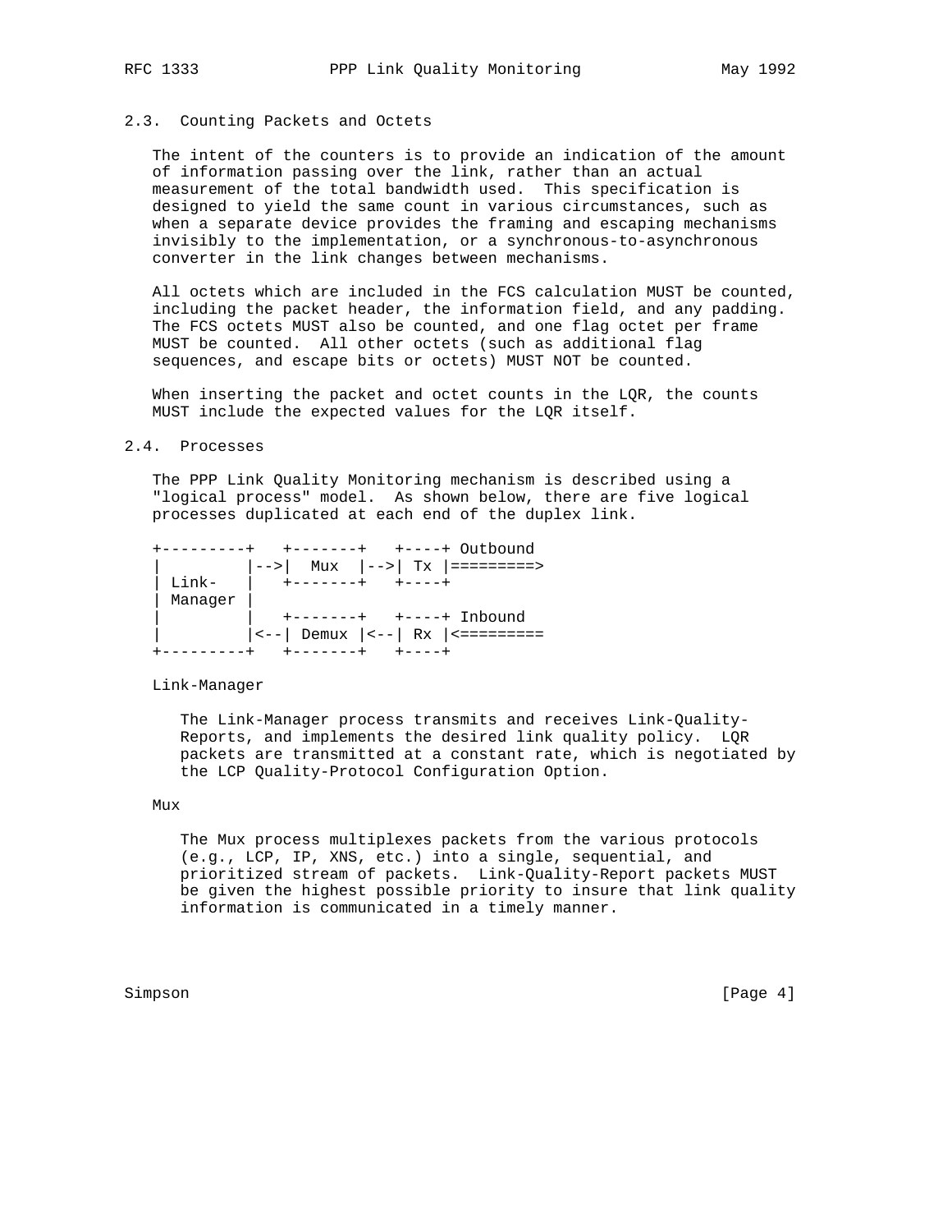### 2.3. Counting Packets and Octets

The intent of the counters is to provide an indication of the amount of information passing over the link, rather than an actual measurement of the total bandwidth used. This specification is designed to yield the same count in various circumstances, such as when a separate device provides the framing and escaping mechanisms invisibly to the implementation, or a synchronous-to-asynchronous converter in the link changes between mechanisms.

All octets which are included in the FCS calculation MUST be counted, including the packet header, the information field, and any padding. The FCS octets MUST also be counted, and one flag octet per frame MUST be counted. All other octets (such as additional flag sequences, and escape bits or octets) MUST NOT be counted.

When inserting the packet and octet counts in the LQR, the counts MUST include the expected values for the LQR itself.

### 2.4. Processes

The PPP Link Quality Monitoring mechanism is described using a "logical process" model. As shown below, there are five logical processes duplicated at each end of the duplex link.

```
+---------+   +-------+   +----+ Outbound
|         |-->|  Mux  |-->| Tx |=========>
| Link-   |   +-------+   +----+
| Manager |
|         |   +-------+   +----+ Inbound
|         |<--| Demux |<--| Rx |<=========
+---------+   +-------+   +----+
```

Link-Manager

The Link-Manager process transmits and receives Link-Quality-Reports, and implements the desired link quality policy. LQR packets are transmitted at a constant rate, which is negotiated by the LCP Quality-Protocol Configuration Option.

Mux

The Mux process multiplexes packets from the various protocols (e.g., LCP, IP, XNS, etc.) into a single, sequential, and prioritized stream of packets. Link-Quality-Report packets MUST be given the highest possible priority to insure that link quality information is communicated in a timely manner.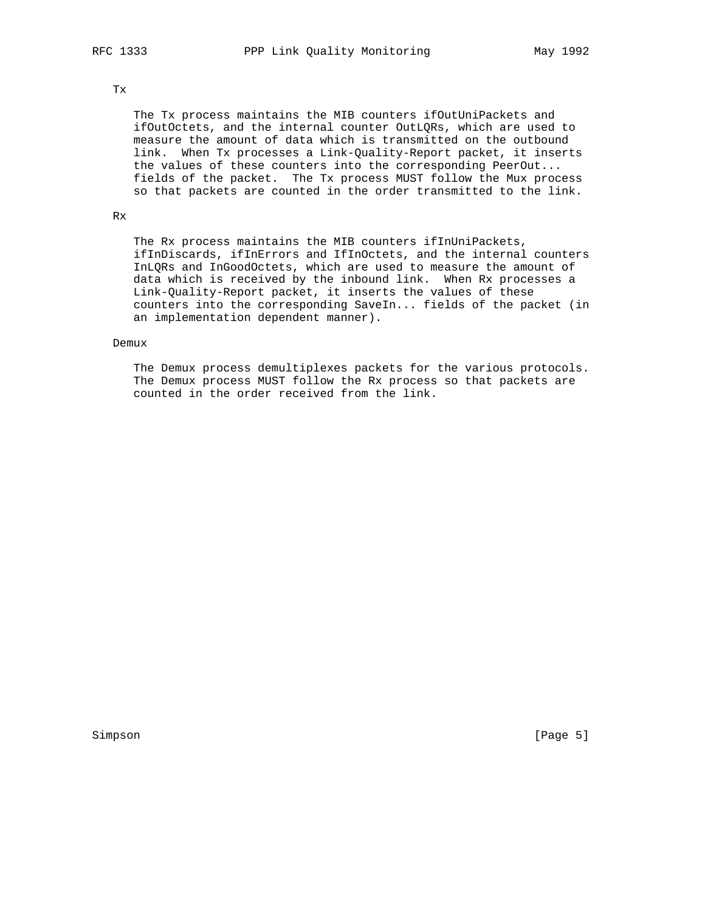Tx

The Tx process maintains the MIB counters ifOutUniPackets and ifOutOctets, and the internal counter OutLQRs, which are used to measure the amount of data which is transmitted on the outbound link. When Tx processes a Link-Quality-Report packet, it inserts the values of these counters into the corresponding PeerOut... fields of the packet. The Tx process MUST follow the Mux process so that packets are counted in the order transmitted to the link.

Rx

The Rx process maintains the MIB counters ifInUniPackets, ifInDiscards, ifInErrors and IfInOctets, and the internal counters InLQRs and InGoodOctets, which are used to measure the amount of data which is received by the inbound link. When Rx processes a Link-Quality-Report packet, it inserts the values of these counters into the corresponding SaveIn... fields of the packet (in an implementation dependent manner).

Demux

The Demux process demultiplexes packets for the various protocols. The Demux process MUST follow the Rx process so that packets are counted in the order received from the link.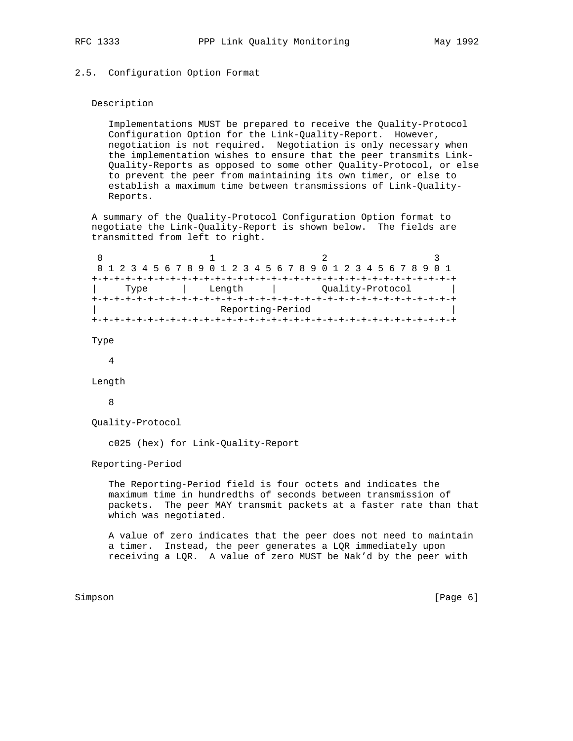## 2.5. Configuration Option Format

Description

Implementations MUST be prepared to receive the Quality-Protocol Configuration Option for the Link-Quality-Report. However, negotiation is not required. Negotiation is only necessary when the implementation wishes to ensure that the peer transmits Link-Quality-Reports as opposed to some other Quality-Protocol, or else to prevent the peer from maintaining its own timer, or else to establish a maximum time between transmissions of Link-Quality-Reports.

A summary of the Quality-Protocol Configuration Option format to negotiate the Link-Quality-Report is shown below. The fields are transmitted from left to right.

```
 0                   1                   2                   3
 0 1 2 3 4 5 6 7 8 9 0 1 2 3 4 5 6 7 8 9 0 1 2 3 4 5 6 7 8 9 0 1
+-+-+-+-+-+-+-+-+-+-+-+-+-+-+-+-+-+-+-+-+-+-+-+-+-+-+-+-+-+-+-+-+
|     Type      |    Length     |       Quality-Protocol        |
+-+-+-+-+-+-+-+-+-+-+-+-+-+-+-+-+-+-+-+-+-+-+-+-+-+-+-+-+-+-+-+-+
|                       Reporting-Period                        |
+-+-+-+-+-+-+-+-+-+-+-+-+-+-+-+-+-+-+-+-+-+-+-+-+-+-+-+-+-+-+-+-+
```

Type

4

Length

8

Quality-Protocol

c025 (hex) for Link-Quality-Report

Reporting-Period

The Reporting-Period field is four octets and indicates the maximum time in hundredths of seconds between transmission of packets. The peer MAY transmit packets at a faster rate than that which was negotiated.

A value of zero indicates that the peer does not need to maintain a timer. Instead, the peer generates a LQR immediately upon receiving a LQR. A value of zero MUST be Nak'd by the peer with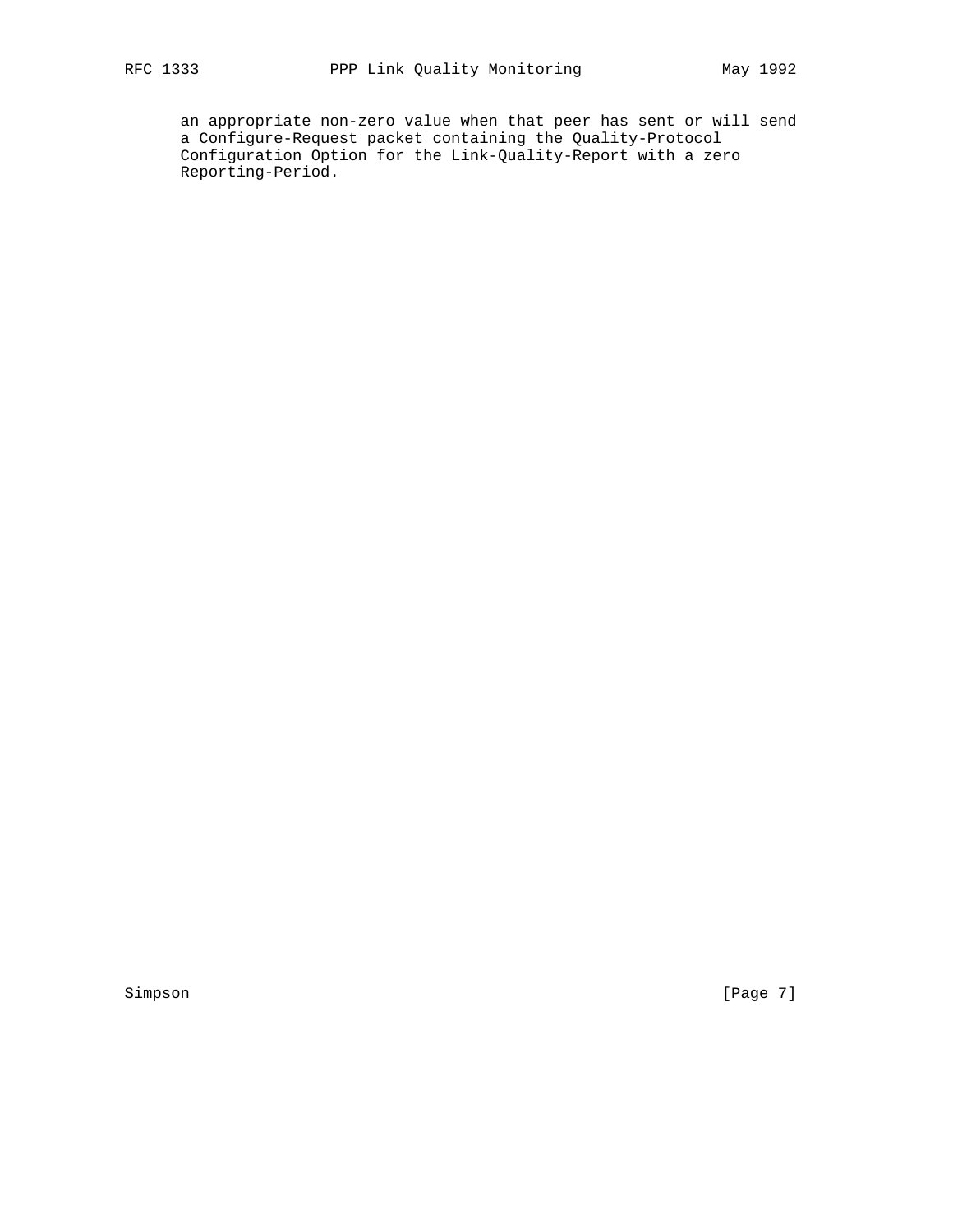an appropriate non-zero value when that peer has sent or will send a Configure-Request packet containing the Quality-Protocol Configuration Option for the Link-Quality-Report with a zero Reporting-Period.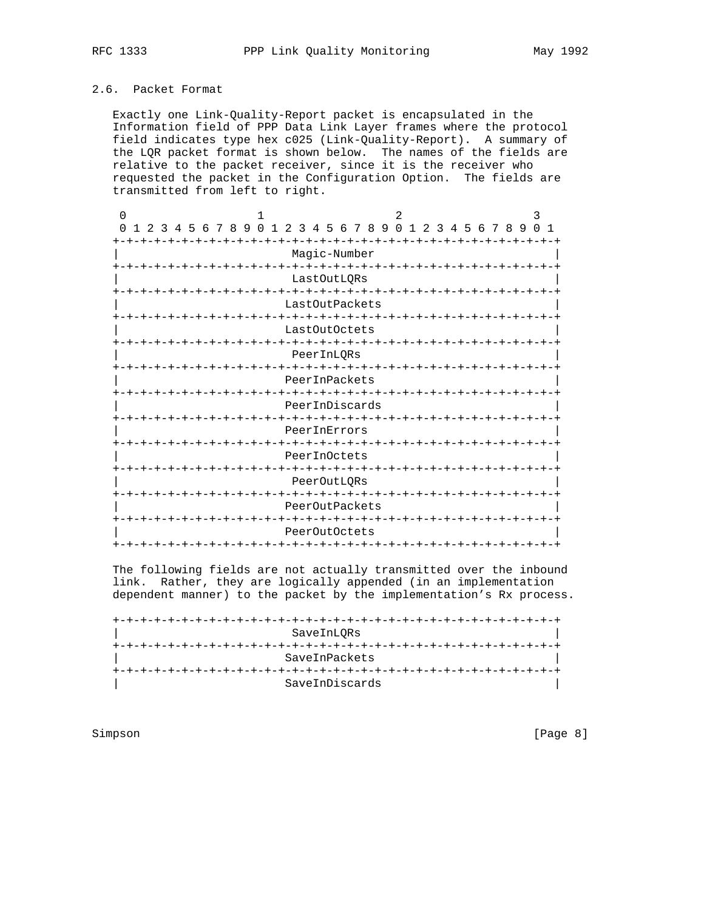### 2.6. Packet Format

Exactly one Link-Quality-Report packet is encapsulated in the Information field of PPP Data Link Layer frames where the protocol field indicates type hex c025 (Link-Quality-Report). A summary of the LQR packet format is shown below. The names of the fields are relative to the packet receiver, since it is the receiver who requested the packet in the Configuration Option. The fields are transmitted from left to right.

```
 0                   1                   2                   3
 0 1 2 3 4 5 6 7 8 9 0 1 2 3 4 5 6 7 8 9 0 1 2 3 4 5 6 7 8 9 0 1
+-+-+-+-+-+-+-+-+-+-+-+-+-+-+-+-+-+-+-+-+-+-+-+-+-+-+-+-+-+-+-+-+
|                          Magic-Number                         |
+-+-+-+-+-+-+-+-+-+-+-+-+-+-+-+-+-+-+-+-+-+-+-+-+-+-+-+-+-+-+-+-+
|                          LastOutLQRs                          |
+-+-+-+-+-+-+-+-+-+-+-+-+-+-+-+-+-+-+-+-+-+-+-+-+-+-+-+-+-+-+-+-+
|                         LastOutPackets                        |
+-+-+-+-+-+-+-+-+-+-+-+-+-+-+-+-+-+-+-+-+-+-+-+-+-+-+-+-+-+-+-+-+
|                         LastOutOctets                         |
+-+-+-+-+-+-+-+-+-+-+-+-+-+-+-+-+-+-+-+-+-+-+-+-+-+-+-+-+-+-+-+-+
|                          PeerInLQRs                           |
+-+-+-+-+-+-+-+-+-+-+-+-+-+-+-+-+-+-+-+-+-+-+-+-+-+-+-+-+-+-+-+-+
|                         PeerInPackets                         |
+-+-+-+-+-+-+-+-+-+-+-+-+-+-+-+-+-+-+-+-+-+-+-+-+-+-+-+-+-+-+-+-+
|                         PeerInDiscards                        |
+-+-+-+-+-+-+-+-+-+-+-+-+-+-+-+-+-+-+-+-+-+-+-+-+-+-+-+-+-+-+-+-+
|                         PeerInErrors                          |
+-+-+-+-+-+-+-+-+-+-+-+-+-+-+-+-+-+-+-+-+-+-+-+-+-+-+-+-+-+-+-+-+
|                         PeerInOctets                          |
+-+-+-+-+-+-+-+-+-+-+-+-+-+-+-+-+-+-+-+-+-+-+-+-+-+-+-+-+-+-+-+-+
|                          PeerOutLQRs                          |
+-+-+-+-+-+-+-+-+-+-+-+-+-+-+-+-+-+-+-+-+-+-+-+-+-+-+-+-+-+-+-+-+
|                         PeerOutPackets                        |
+-+-+-+-+-+-+-+-+-+-+-+-+-+-+-+-+-+-+-+-+-+-+-+-+-+-+-+-+-+-+-+-+
|                         PeerOutOctets                         |
+-+-+-+-+-+-+-+-+-+-+-+-+-+-+-+-+-+-+-+-+-+-+-+-+-+-+-+-+-+-+-+-+
```

The following fields are not actually transmitted over the inbound link. Rather, they are logically appended (in an implementation dependent manner) to the packet by the implementation's Rx process.

```
+-+-+-+-+-+-+-+-+-+-+-+-+-+-+-+-+-+-+-+-+-+-+-+-+-+-+-+-+-+-+-+-+
|                          SaveInLQRs                           |
+-+-+-+-+-+-+-+-+-+-+-+-+-+-+-+-+-+-+-+-+-+-+-+-+-+-+-+-+-+-+-+-+
|                         SaveInPackets                         |
+-+-+-+-+-+-+-+-+-+-+-+-+-+-+-+-+-+-+-+-+-+-+-+-+-+-+-+-+-+-+-+-+
|                         SaveInDiscards                        |
```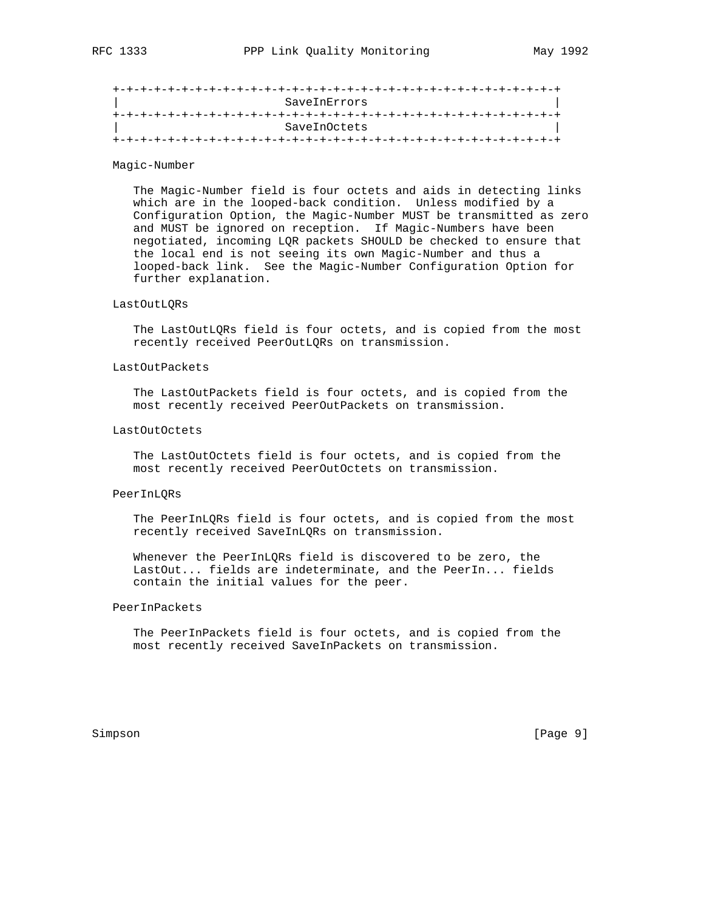```
+-+-+-+-+-+-+-+-+-+-+-+-+-+-+-+-+-+-+-+-+-+-+-+-+-+-+-+-+-+-+-+-+
|                         SaveInErrors                          |
+-+-+-+-+-+-+-+-+-+-+-+-+-+-+-+-+-+-+-+-+-+-+-+-+-+-+-+-+-+-+-+-+
|                         SaveInOctets                          |
+-+-+-+-+-+-+-+-+-+-+-+-+-+-+-+-+-+-+-+-+-+-+-+-+-+-+-+-+-+-+-+-+
```

Magic-Number

The Magic-Number field is four octets and aids in detecting links which are in the looped-back condition. Unless modified by a Configuration Option, the Magic-Number MUST be transmitted as zero and MUST be ignored on reception. If Magic-Numbers have been negotiated, incoming LQR packets SHOULD be checked to ensure that the local end is not seeing its own Magic-Number and thus a looped-back link. See the Magic-Number Configuration Option for further explanation.

LastOutLQRs

The LastOutLQRs field is four octets, and is copied from the most recently received PeerOutLQRs on transmission.

LastOutPackets

The LastOutPackets field is four octets, and is copied from the most recently received PeerOutPackets on transmission.

LastOutOctets

The LastOutOctets field is four octets, and is copied from the most recently received PeerOutOctets on transmission.

PeerInLQRs

The PeerInLQRs field is four octets, and is copied from the most recently received SaveInLQRs on transmission.

Whenever the PeerInLQRs field is discovered to be zero, the LastOut... fields are indeterminate, and the PeerIn... fields contain the initial values for the peer.

PeerInPackets

The PeerInPackets field is four octets, and is copied from the most recently received SaveInPackets on transmission.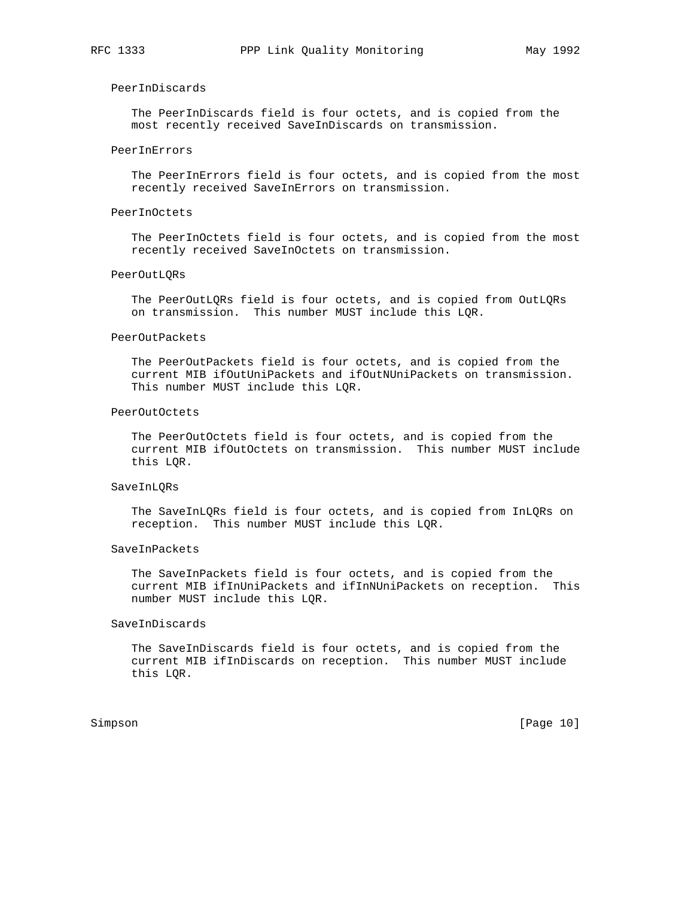PeerInDiscards

The PeerInDiscards field is four octets, and is copied from the most recently received SaveInDiscards on transmission.

PeerInErrors

The PeerInErrors field is four octets, and is copied from the most recently received SaveInErrors on transmission.

PeerInOctets

The PeerInOctets field is four octets, and is copied from the most recently received SaveInOctets on transmission.

PeerOutLQRs

The PeerOutLQRs field is four octets, and is copied from OutLQRs on transmission. This number MUST include this LQR.

PeerOutPackets

The PeerOutPackets field is four octets, and is copied from the current MIB ifOutUniPackets and ifOutNUniPackets on transmission. This number MUST include this LQR.

PeerOutOctets

The PeerOutOctets field is four octets, and is copied from the current MIB ifOutOctets on transmission. This number MUST include this LQR.

SaveInLQRs

The SaveInLQRs field is four octets, and is copied from InLQRs on reception. This number MUST include this LQR.

SaveInPackets

The SaveInPackets field is four octets, and is copied from the current MIB ifInUniPackets and ifInNUniPackets on reception. This number MUST include this LQR.

SaveInDiscards

The SaveInDiscards field is four octets, and is copied from the current MIB ifInDiscards on reception. This number MUST include this LQR.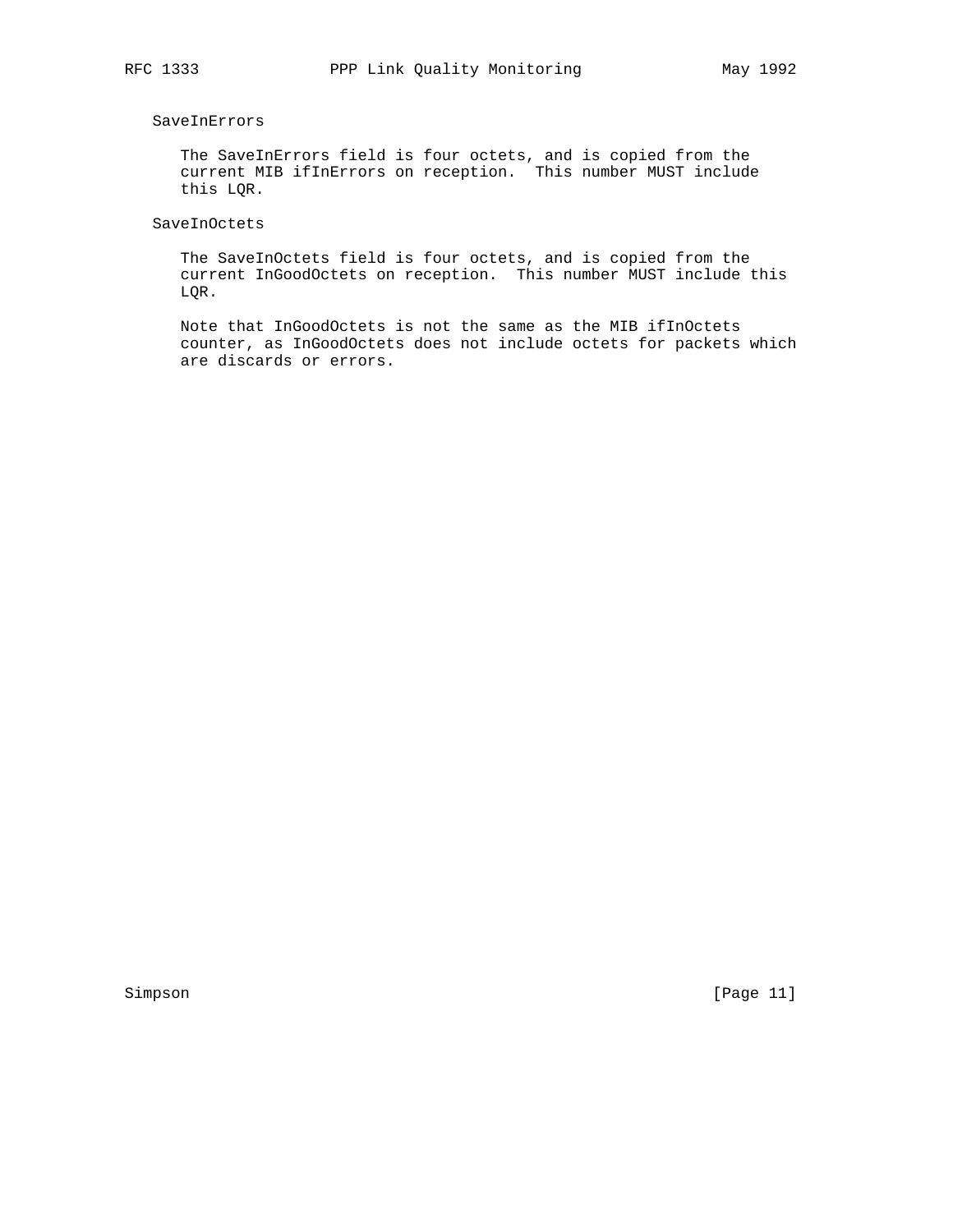SaveInErrors

The SaveInErrors field is four octets, and is copied from the current MIB ifInErrors on reception. This number MUST include this LQR.

SaveInOctets

The SaveInOctets field is four octets, and is copied from the current InGoodOctets on reception. This number MUST include this LQR.

Note that InGoodOctets is not the same as the MIB ifInOctets counter, as InGoodOctets does not include octets for packets which are discards or errors.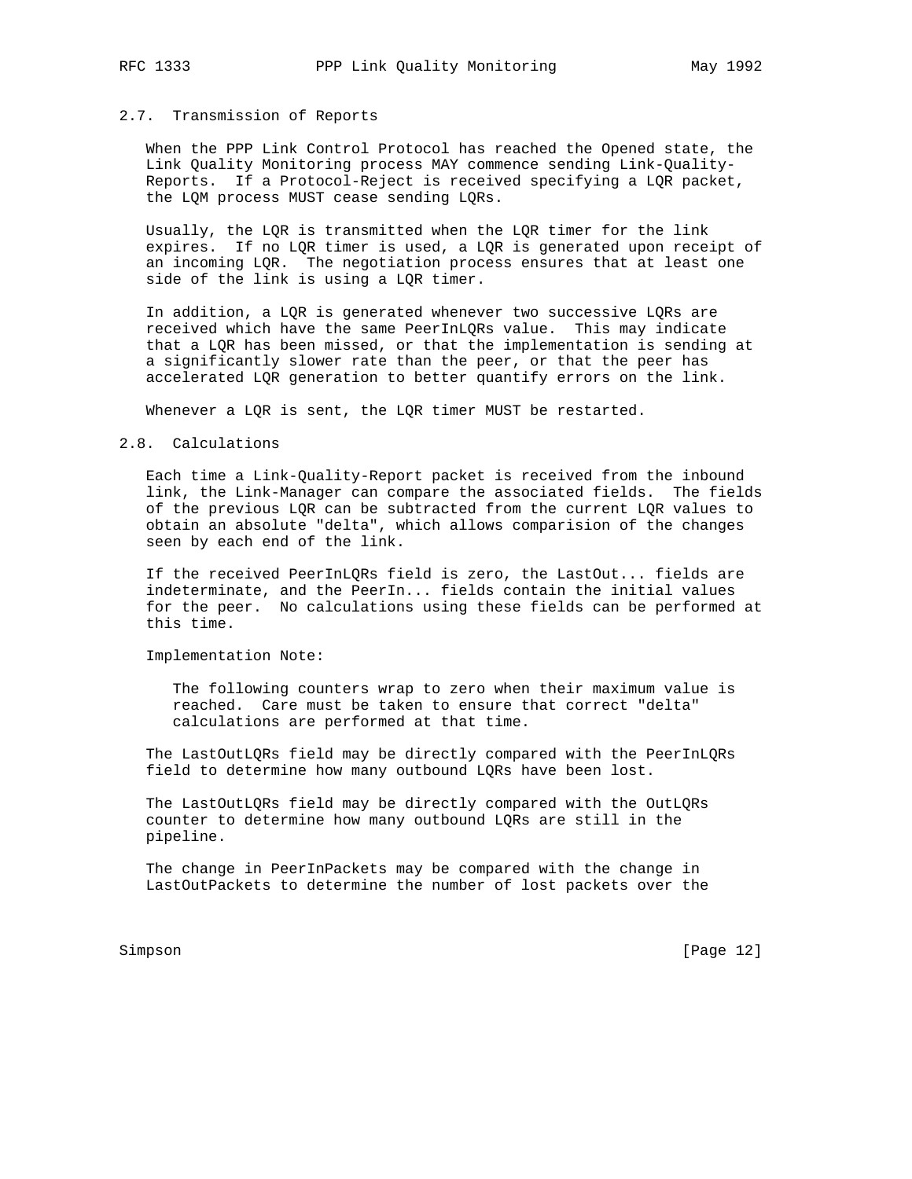## 2.7. Transmission of Reports

When the PPP Link Control Protocol has reached the Opened state, the Link Quality Monitoring process MAY commence sending Link-Quality-Reports. If a Protocol-Reject is received specifying a LQR packet, the LQM process MUST cease sending LQRs.

Usually, the LQR is transmitted when the LQR timer for the link expires. If no LQR timer is used, a LQR is generated upon receipt of an incoming LQR. The negotiation process ensures that at least one side of the link is using a LQR timer.

In addition, a LQR is generated whenever two successive LQRs are received which have the same PeerInLQRs value. This may indicate that a LQR has been missed, or that the implementation is sending at a significantly slower rate than the peer, or that the peer has accelerated LQR generation to better quantify errors on the link.

Whenever a LQR is sent, the LQR timer MUST be restarted.

## 2.8. Calculations

Each time a Link-Quality-Report packet is received from the inbound link, the Link-Manager can compare the associated fields. The fields of the previous LQR can be subtracted from the current LQR values to obtain an absolute "delta", which allows comparision of the changes seen by each end of the link.

If the received PeerInLQRs field is zero, the LastOut... fields are indeterminate, and the PeerIn... fields contain the initial values for the peer. No calculations using these fields can be performed at this time.

Implementation Note:

> The following counters wrap to zero when their maximum value is reached. Care must be taken to ensure that correct "delta" calculations are performed at that time.

The LastOutLQRs field may be directly compared with the PeerInLQRs field to determine how many outbound LQRs have been lost.

The LastOutLQRs field may be directly compared with the OutLQRs counter to determine how many outbound LQRs are still in the pipeline.

The change in PeerInPackets may be compared with the change in LastOutPackets to determine the number of lost packets over the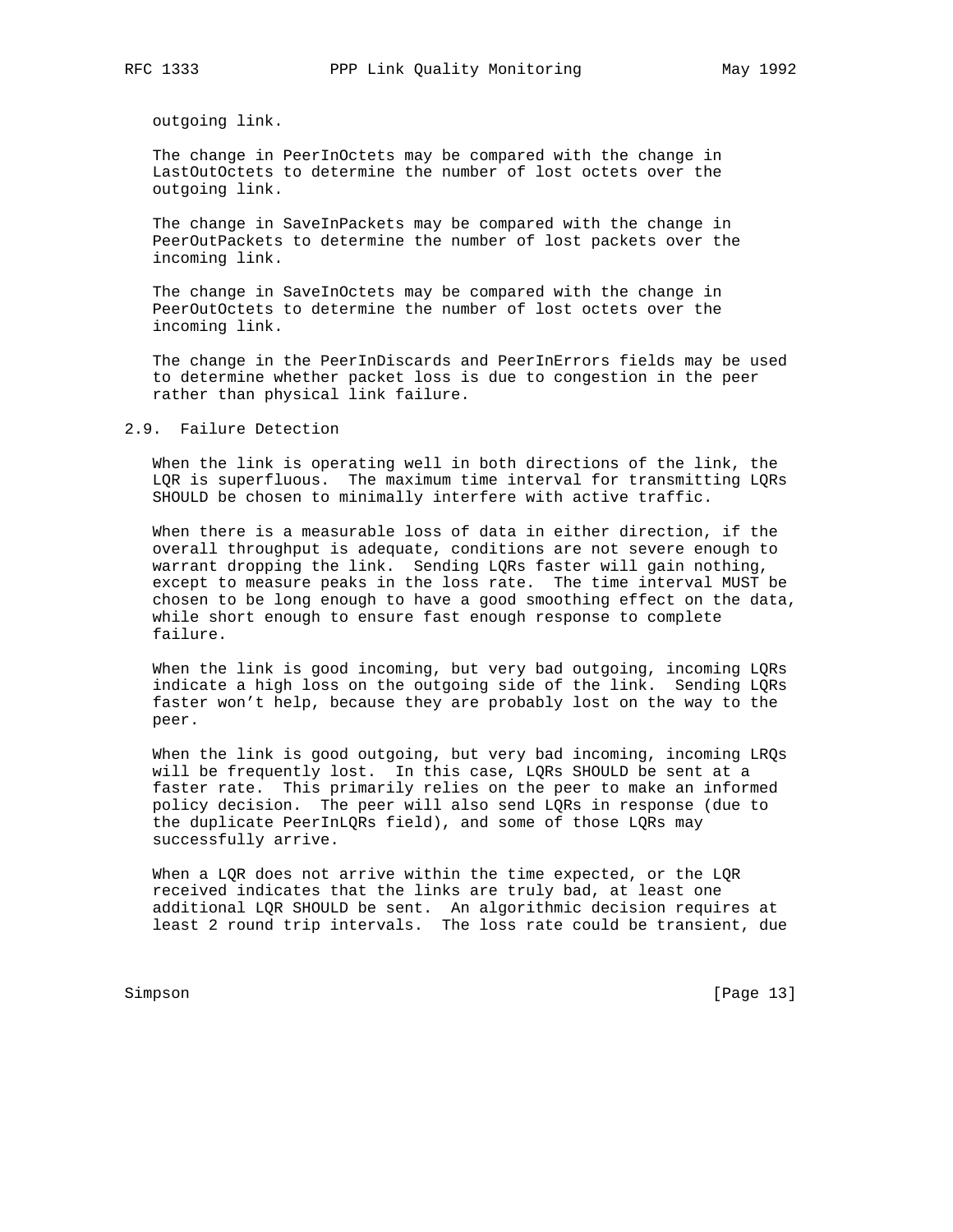outgoing link.

The change in PeerInOctets may be compared with the change in LastOutOctets to determine the number of lost octets over the outgoing link.

The change in SaveInPackets may be compared with the change in PeerOutPackets to determine the number of lost packets over the incoming link.

The change in SaveInOctets may be compared with the change in PeerOutOctets to determine the number of lost octets over the incoming link.

The change in the PeerInDiscards and PeerInErrors fields may be used to determine whether packet loss is due to congestion in the peer rather than physical link failure.

## 2.9. Failure Detection

When the link is operating well in both directions of the link, the LQR is superfluous. The maximum time interval for transmitting LQRs SHOULD be chosen to minimally interfere with active traffic.

When there is a measurable loss of data in either direction, if the overall throughput is adequate, conditions are not severe enough to warrant dropping the link. Sending LQRs faster will gain nothing, except to measure peaks in the loss rate. The time interval MUST be chosen to be long enough to have a good smoothing effect on the data, while short enough to ensure fast enough response to complete failure.

When the link is good incoming, but very bad outgoing, incoming LQRs indicate a high loss on the outgoing side of the link. Sending LQRs faster won't help, because they are probably lost on the way to the peer.

When the link is good outgoing, but very bad incoming, incoming LRQs will be frequently lost. In this case, LQRs SHOULD be sent at a faster rate. This primarily relies on the peer to make an informed policy decision. The peer will also send LQRs in response (due to the duplicate PeerInLQRs field), and some of those LQRs may successfully arrive.

When a LQR does not arrive within the time expected, or the LQR received indicates that the links are truly bad, at least one additional LQR SHOULD be sent. An algorithmic decision requires at least 2 round trip intervals. The loss rate could be transient, due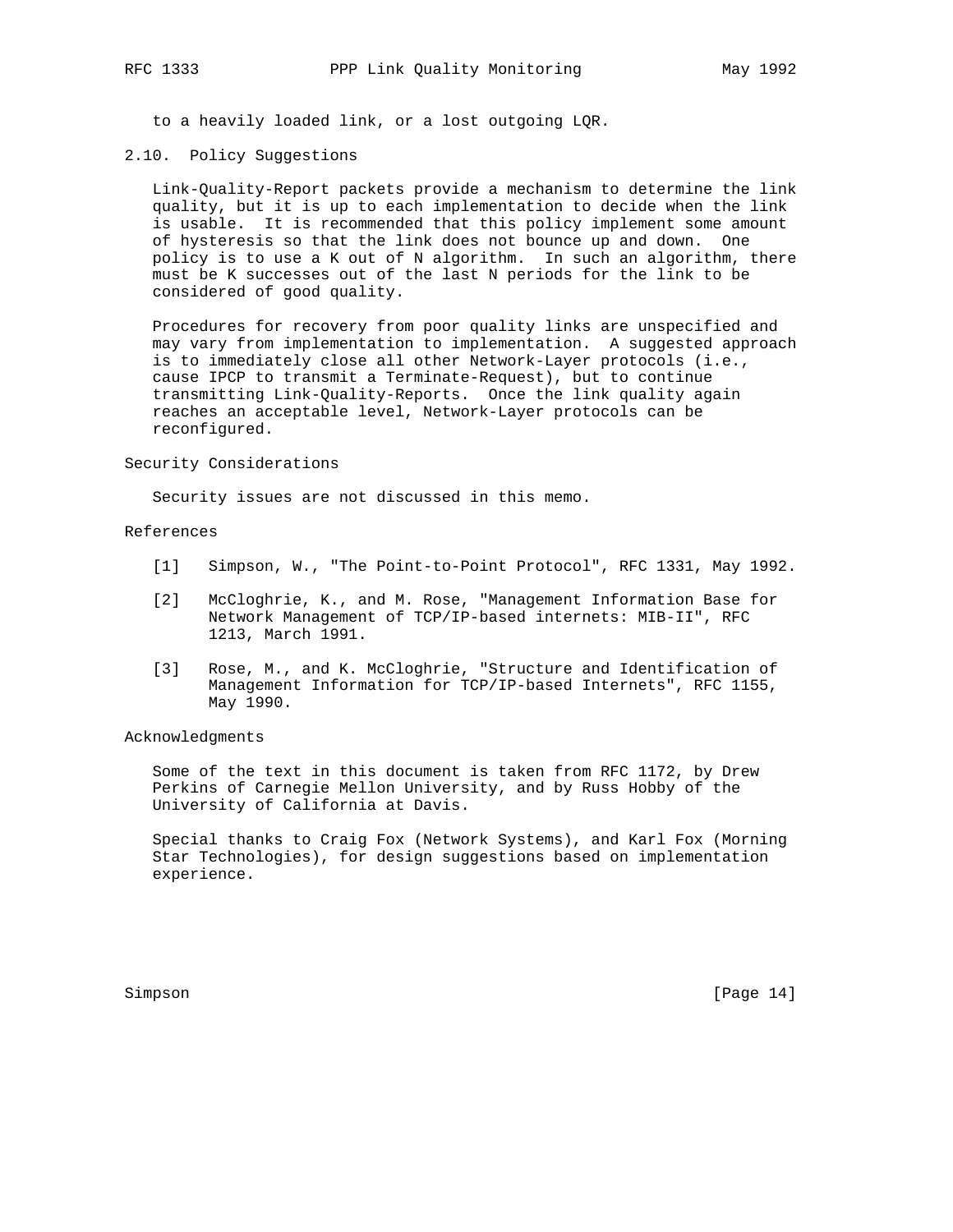to a heavily loaded link, or a lost outgoing LQR.

### 2.10. Policy Suggestions

Link-Quality-Report packets provide a mechanism to determine the link quality, but it is up to each implementation to decide when the link is usable. It is recommended that this policy implement some amount of hysteresis so that the link does not bounce up and down. One policy is to use a K out of N algorithm. In such an algorithm, there must be K successes out of the last N periods for the link to be considered of good quality.

Procedures for recovery from poor quality links are unspecified and may vary from implementation to implementation. A suggested approach is to immediately close all other Network-Layer protocols (i.e., cause IPCP to transmit a Terminate-Request), but to continue transmitting Link-Quality-Reports. Once the link quality again reaches an acceptable level, Network-Layer protocols can be reconfigured.

## Security Considerations

Security issues are not discussed in this memo.

## References

[1] Simpson, W., "The Point-to-Point Protocol", RFC 1331, May 1992.

[2] McCloghrie, K., and M. Rose, "Management Information Base for Network Management of TCP/IP-based internets: MIB-II", RFC 1213, March 1991.

[3] Rose, M., and K. McCloghrie, "Structure and Identification of Management Information for TCP/IP-based Internets", RFC 1155, May 1990.

## Acknowledgments

Some of the text in this document is taken from RFC 1172, by Drew Perkins of Carnegie Mellon University, and by Russ Hobby of the University of California at Davis.

Special thanks to Craig Fox (Network Systems), and Karl Fox (Morning Star Technologies), for design suggestions based on implementation experience.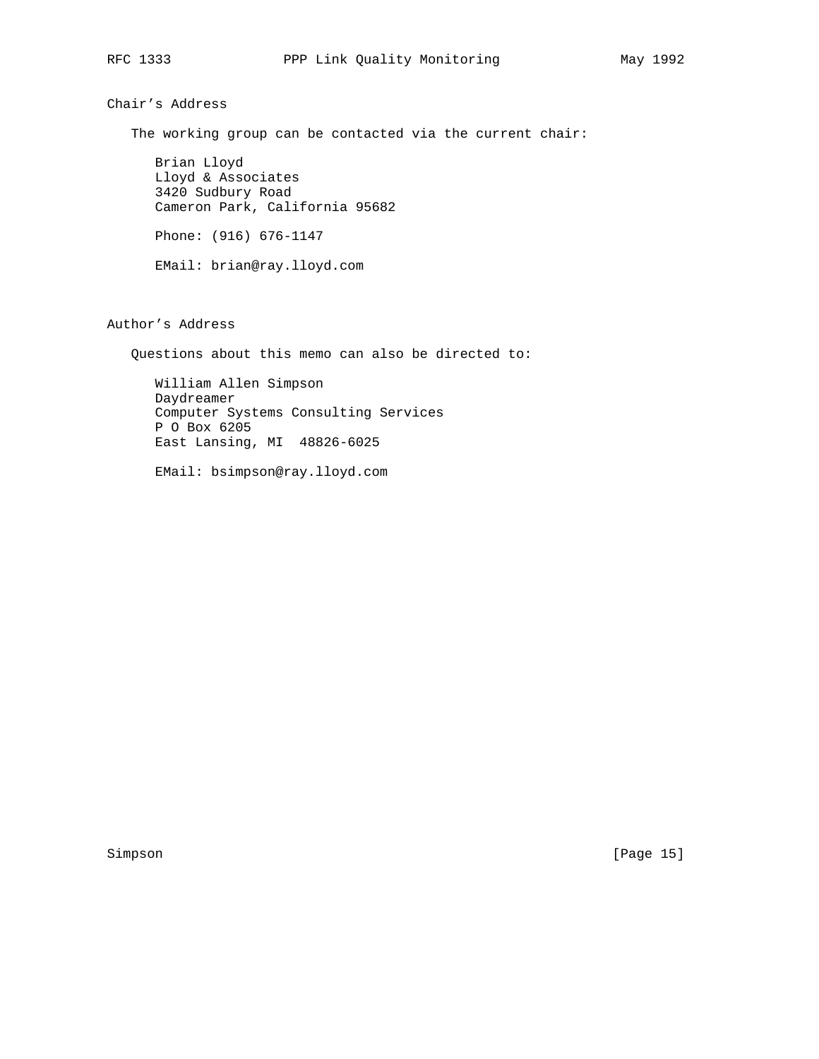## Chair's Address

The working group can be contacted via the current chair:

Brian Lloyd
Lloyd & Associates
3420 Sudbury Road
Cameron Park, California 95682

Phone: (916) 676-1147

EMail: brian@ray.lloyd.com

## Author's Address

Questions about this memo can also be directed to:

William Allen Simpson
Daydreamer
Computer Systems Consulting Services
P O Box 6205
East Lansing, MI  48826-6025

EMail: bsimpson@ray.lloyd.com